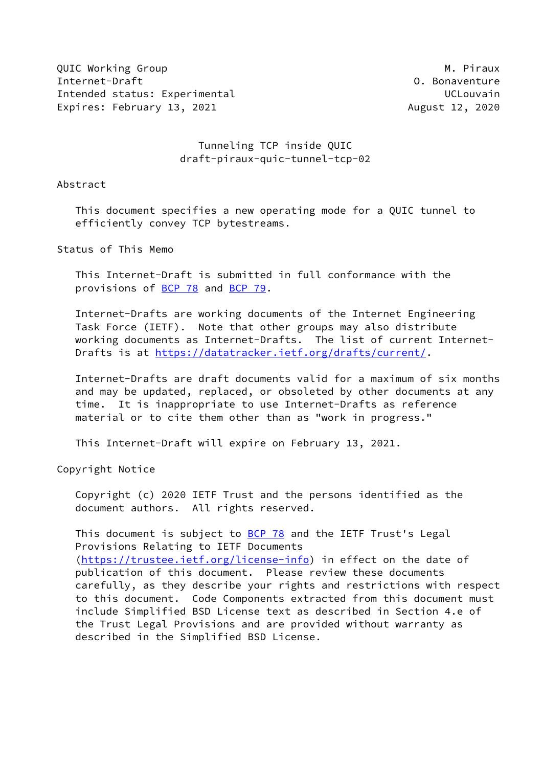QUIC Working Group M. Piraux
Internet-Draft O. Bonaventure
Intended status: Experimental UCLouvain
Expires: February 13, 2021 August 12, 2020

# Tunneling TCP inside QUIC
draft-piraux-quic-tunnel-tcp-02

## Abstract

This document specifies a new operating mode for a QUIC tunnel to efficiently convey TCP bytestreams.

## Status of This Memo

This Internet-Draft is submitted in full conformance with the provisions of BCP 78 and BCP 79.

Internet-Drafts are working documents of the Internet Engineering Task Force (IETF). Note that other groups may also distribute working documents as Internet-Drafts. The list of current Internet-Drafts is at https://datatracker.ietf.org/drafts/current/.

Internet-Drafts are draft documents valid for a maximum of six months and may be updated, replaced, or obsoleted by other documents at any time. It is inappropriate to use Internet-Drafts as reference material or to cite them other than as "work in progress."

This Internet-Draft will expire on February 13, 2021.

## Copyright Notice

Copyright (c) 2020 IETF Trust and the persons identified as the document authors. All rights reserved.

This document is subject to BCP 78 and the IETF Trust's Legal Provisions Relating to IETF Documents (https://trustee.ietf.org/license-info) in effect on the date of publication of this document. Please review these documents carefully, as they describe your rights and restrictions with respect to this document. Code Components extracted from this document must include Simplified BSD License text as described in Section 4.e of the Trust Legal Provisions and are provided without warranty as described in the Simplified BSD License.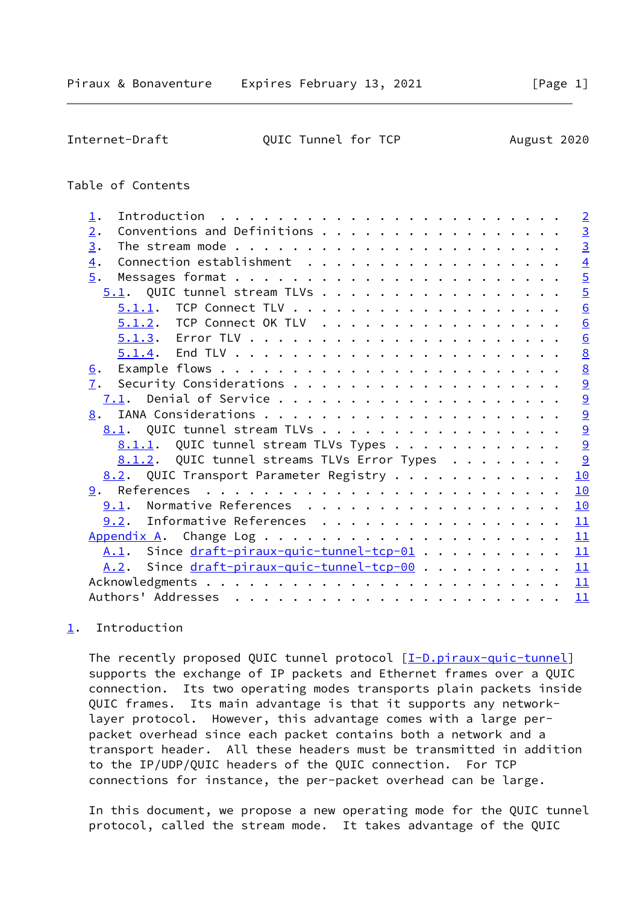Table of Contents

- 1. Introduction . . . . . . . . . . . . . . . . . . . . . . . . 2
- 2. Conventions and Definitions . . . . . . . . . . . . . . . . . 3
- 3. The stream mode . . . . . . . . . . . . . . . . . . . . . . 3
- 4. Connection establishment . . . . . . . . . . . . . . . . . . 4
- 5. Messages format . . . . . . . . . . . . . . . . . . . . . . 5
  - 5.1. QUIC tunnel stream TLVs . . . . . . . . . . . . . . . . . 5
    - 5.1.1. TCP Connect TLV . . . . . . . . . . . . . . . . . . 6
    - 5.1.2. TCP Connect OK TLV . . . . . . . . . . . . . . . . . 6
    - 5.1.3. Error TLV . . . . . . . . . . . . . . . . . . . . . 6
    - 5.1.4. End TLV . . . . . . . . . . . . . . . . . . . . . . 8
- 6. Example flows . . . . . . . . . . . . . . . . . . . . . . . 8
- 7. Security Considerations . . . . . . . . . . . . . . . . . . . 9
  - 7.1. Denial of Service . . . . . . . . . . . . . . . . . . . . 9
- 8. IANA Considerations . . . . . . . . . . . . . . . . . . . . . 9
  - 8.1. QUIC tunnel stream TLVs . . . . . . . . . . . . . . . . . 9
    - 8.1.1. QUIC tunnel stream TLVs Types . . . . . . . . . . . . 9
    - 8.1.2. QUIC tunnel streams TLVs Error Types . . . . . . . . 9
  - 8.2. QUIC Transport Parameter Registry . . . . . . . . . . . . 10
- 9. References . . . . . . . . . . . . . . . . . . . . . . . . . 10
  - 9.1. Normative References . . . . . . . . . . . . . . . . . . 10
  - 9.2. Informative References . . . . . . . . . . . . . . . . . 11
- Appendix A. Change Log . . . . . . . . . . . . . . . . . . . . . 11
  - A.1. Since draft-piraux-quic-tunnel-tcp-01 . . . . . . . . . . 11
  - A.2. Since draft-piraux-quic-tunnel-tcp-00 . . . . . . . . . . 11
- Acknowledgments . . . . . . . . . . . . . . . . . . . . . . . . 11
- Authors' Addresses . . . . . . . . . . . . . . . . . . . . . . . 11

## 1. Introduction

The recently proposed QUIC tunnel protocol [I-D.piraux-quic-tunnel] supports the exchange of IP packets and Ethernet frames over a QUIC connection. Its two operating modes transports plain packets inside QUIC frames. Its main advantage is that it supports any network-layer protocol. However, this advantage comes with a large per-packet overhead since each packet contains both a network and a transport header. All these headers must be transmitted in addition to the IP/UDP/QUIC headers of the QUIC connection. For TCP connections for instance, the per-packet overhead can be large.

In this document, we propose a new operating mode for the QUIC tunnel protocol, called the stream mode. It takes advantage of the QUIC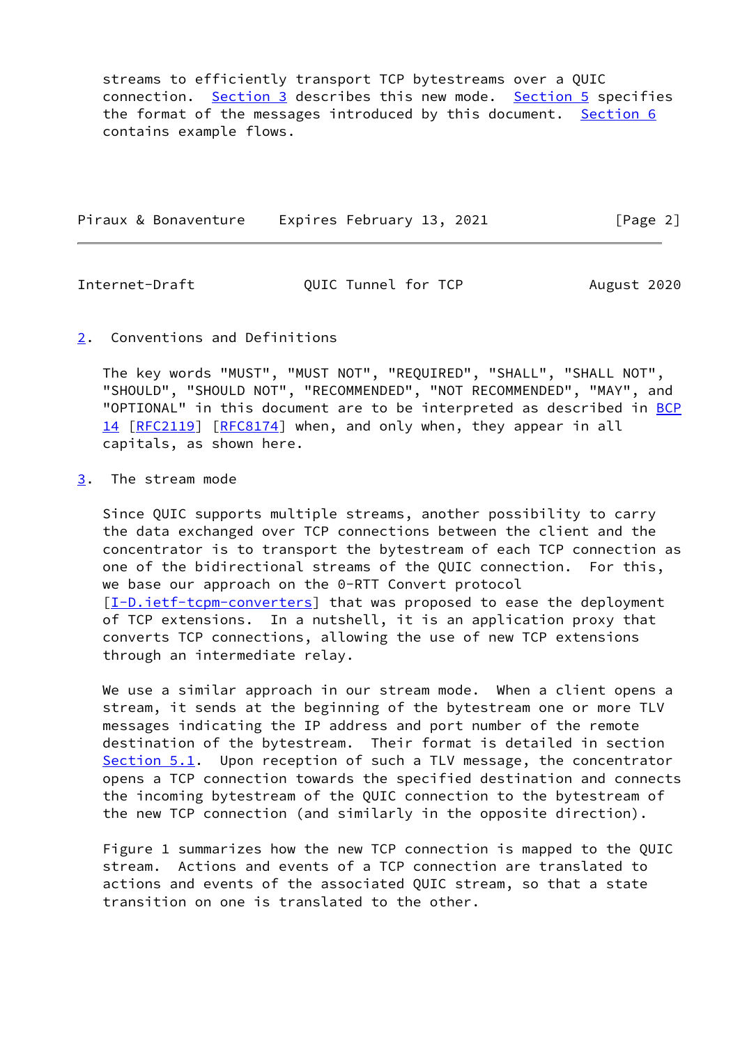streams to efficiently transport TCP bytestreams over a QUIC connection. Section 3 describes this new mode. Section 5 specifies the format of the messages introduced by this document. Section 6 contains example flows.

## 2. Conventions and Definitions

The key words "MUST", "MUST NOT", "REQUIRED", "SHALL", "SHALL NOT", "SHOULD", "SHOULD NOT", "RECOMMENDED", "NOT RECOMMENDED", "MAY", and "OPTIONAL" in this document are to be interpreted as described in BCP 14 [RFC2119] [RFC8174] when, and only when, they appear in all capitals, as shown here.

## 3. The stream mode

Since QUIC supports multiple streams, another possibility to carry the data exchanged over TCP connections between the client and the concentrator is to transport the bytestream of each TCP connection as one of the bidirectional streams of the QUIC connection. For this, we base our approach on the 0-RTT Convert protocol [I-D.ietf-tcpm-converters] that was proposed to ease the deployment of TCP extensions. In a nutshell, it is an application proxy that converts TCP connections, allowing the use of new TCP extensions through an intermediate relay.

We use a similar approach in our stream mode. When a client opens a stream, it sends at the beginning of the bytestream one or more TLV messages indicating the IP address and port number of the remote destination of the bytestream. Their format is detailed in section Section 5.1. Upon reception of such a TLV message, the concentrator opens a TCP connection towards the specified destination and connects the incoming bytestream of the QUIC connection to the bytestream of the new TCP connection (and similarly in the opposite direction).

Figure 1 summarizes how the new TCP connection is mapped to the QUIC stream. Actions and events of a TCP connection are translated to actions and events of the associated QUIC stream, so that a state transition on one is translated to the other.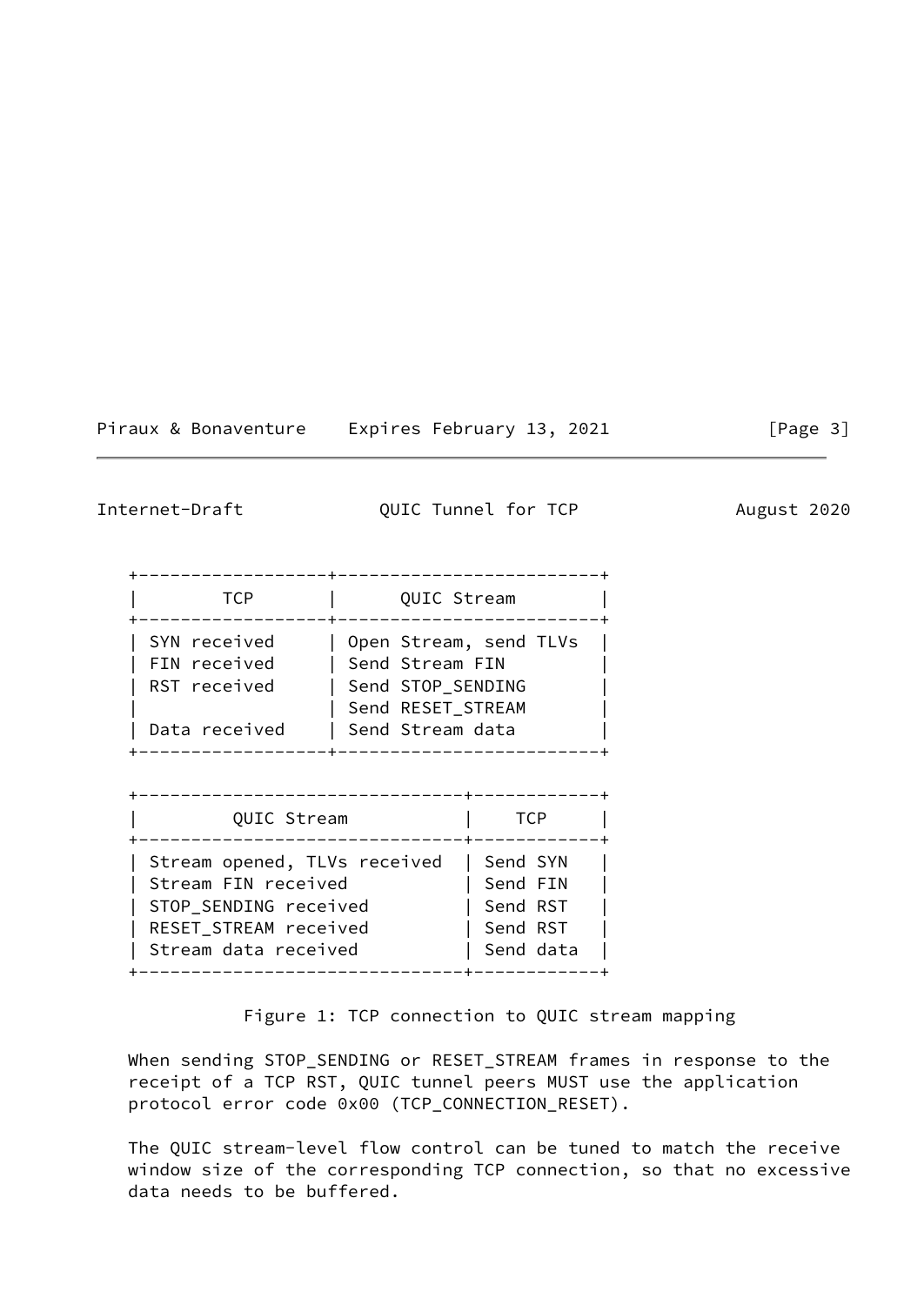| TCP | QUIC Stream |
| --- | --- |
| SYN received | Open Stream, send TLVs |
| FIN received | Send Stream FIN |
| RST received | Send STOP_SENDING<br>Send RESET_STREAM |
| Data received | Send Stream data |

| QUIC Stream | TCP |
| --- | --- |
| Stream opened, TLVs received | Send SYN |
| Stream FIN received | Send FIN |
| STOP_SENDING received | Send RST |
| RESET_STREAM received | Send RST |
| Stream data received | Send data |

Figure 1: TCP connection to QUIC stream mapping

When sending STOP_SENDING or RESET_STREAM frames in response to the receipt of a TCP RST, QUIC tunnel peers MUST use the application protocol error code 0x00 (TCP_CONNECTION_RESET).

The QUIC stream-level flow control can be tuned to match the receive window size of the corresponding TCP connection, so that no excessive data needs to be buffered.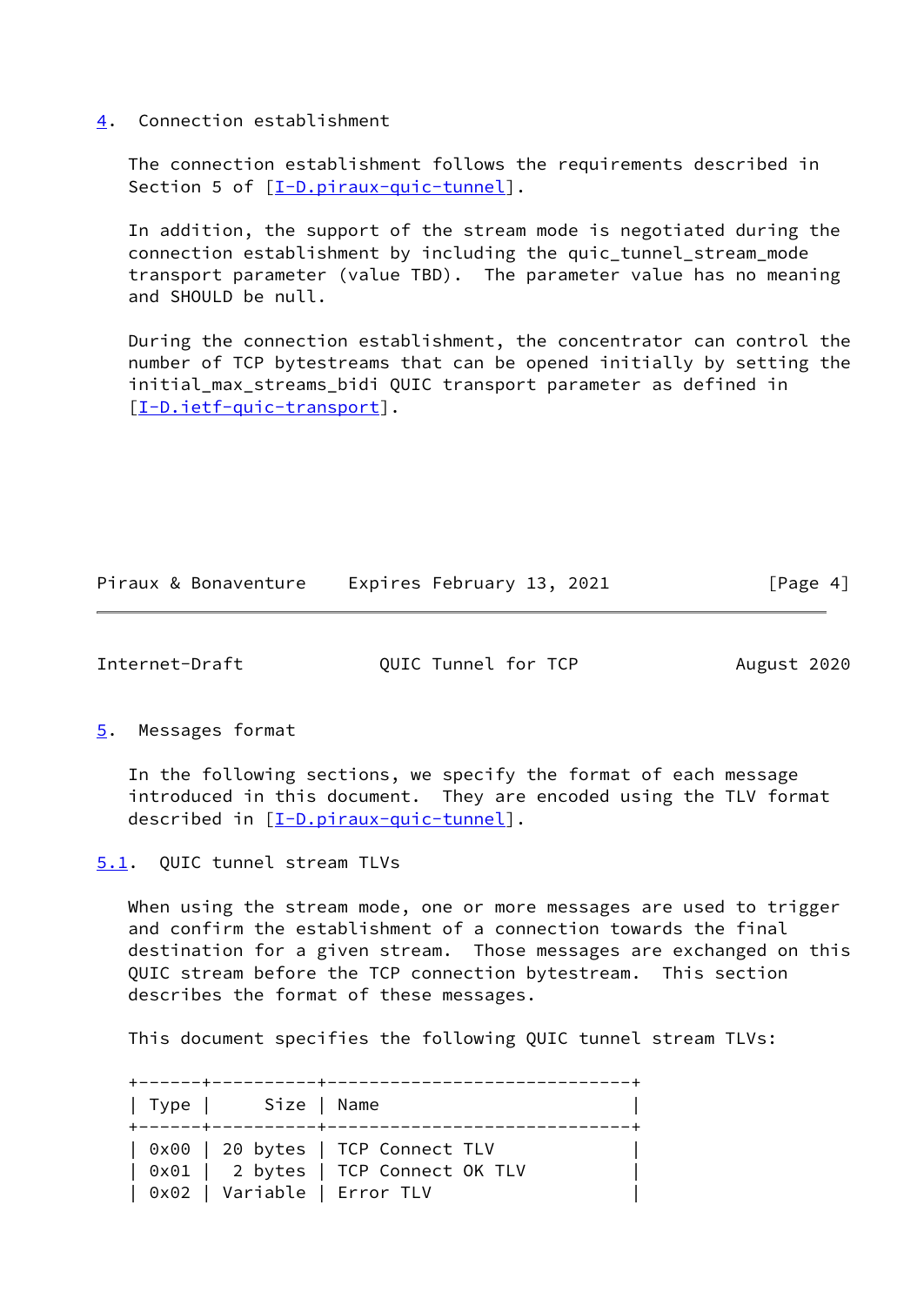## 4. Connection establishment

The connection establishment follows the requirements described in Section 5 of [I-D.piraux-quic-tunnel].

In addition, the support of the stream mode is negotiated during the connection establishment by including the quic_tunnel_stream_mode transport parameter (value TBD). The parameter value has no meaning and SHOULD be null.

During the connection establishment, the concentrator can control the number of TCP bytestreams that can be opened initially by setting the initial_max_streams_bidi QUIC transport parameter as defined in [I-D.ietf-quic-transport].

## 5. Messages format

In the following sections, we specify the format of each message introduced in this document. They are encoded using the TLV format described in [I-D.piraux-quic-tunnel].

### 5.1. QUIC tunnel stream TLVs

When using the stream mode, one or more messages are used to trigger and confirm the establishment of a connection towards the final destination for a given stream. Those messages are exchanged on this QUIC stream before the TCP connection bytestream. This section describes the format of these messages.

This document specifies the following QUIC tunnel stream TLVs:

| Type | Size | Name |
|---|---|---|
| 0x00 | 20 bytes | TCP Connect TLV |
| 0x01 | 2 bytes | TCP Connect OK TLV |
| 0x02 | Variable | Error TLV |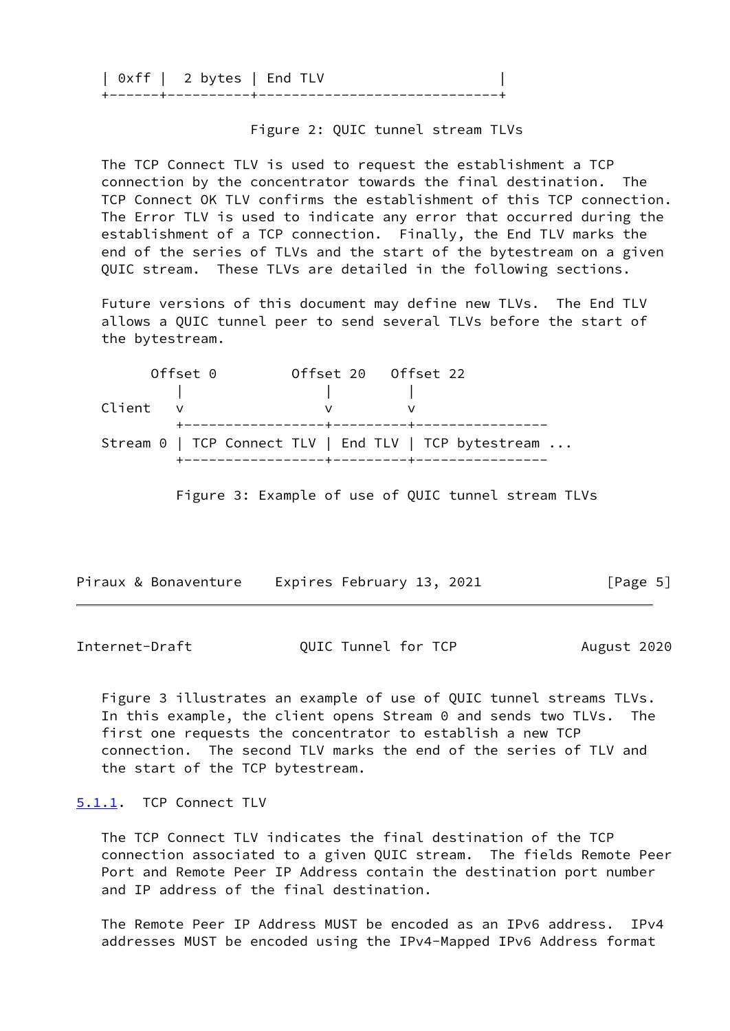```
| 0xff |  2 bytes | End TLV                      |
+------+----------+------------------------------+
```

Figure 2: QUIC tunnel stream TLVs

The TCP Connect TLV is used to request the establishment a TCP connection by the concentrator towards the final destination. The TCP Connect OK TLV confirms the establishment of this TCP connection. The Error TLV is used to indicate any error that occurred during the establishment of a TCP connection. Finally, the End TLV marks the end of the series of TLVs and the start of the bytestream on a given QUIC stream. These TLVs are detailed in the following sections.

Future versions of this document may define new TLVs. The End TLV allows a QUIC tunnel peer to send several TLVs before the start of the bytestream.

```
      Offset 0         Offset 20   Offset 22
          |                 |         |
Client    v                 v         v
          +-----------------+---------+----------------
Stream 0  | TCP Connect TLV | End TLV | TCP bytestream ...
          +-----------------+---------+----------------
```

Figure 3: Example of use of QUIC tunnel stream TLVs

Figure 3 illustrates an example of use of QUIC tunnel streams TLVs. In this example, the client opens Stream 0 and sends two TLVs. The first one requests the concentrator to establish a new TCP connection. The second TLV marks the end of the series of TLV and the start of the TCP bytestream.

### 5.1.1. TCP Connect TLV

The TCP Connect TLV indicates the final destination of the TCP connection associated to a given QUIC stream. The fields Remote Peer Port and Remote Peer IP Address contain the destination port number and IP address of the final destination.

The Remote Peer IP Address MUST be encoded as an IPv6 address. IPv4 addresses MUST be encoded using the IPv4-Mapped IPv6 Address format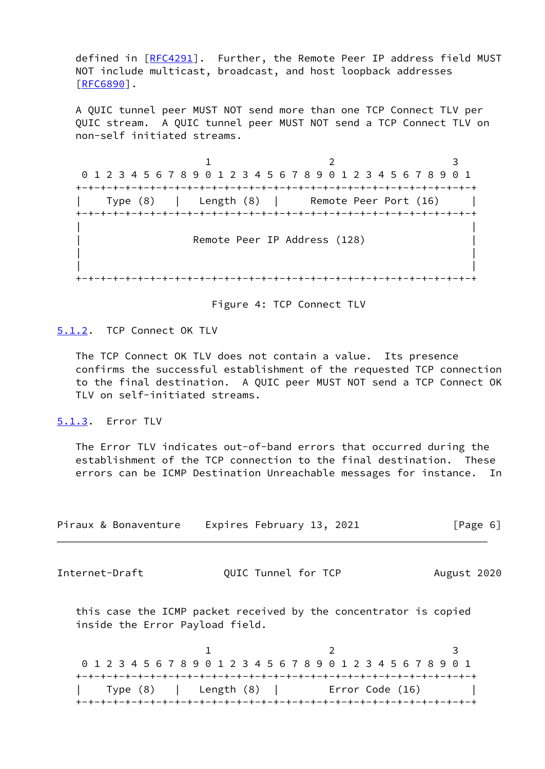defined in [RFC4291]. Further, the Remote Peer IP address field MUST NOT include multicast, broadcast, and host loopback addresses [RFC6890].

A QUIC tunnel peer MUST NOT send more than one TCP Connect TLV per QUIC stream. A QUIC tunnel peer MUST NOT send a TCP Connect TLV on non-self initiated streams.

```
                     1                   2                   3
 0 1 2 3 4 5 6 7 8 9 0 1 2 3 4 5 6 7 8 9 0 1 2 3 4 5 6 7 8 9 0 1
+-+-+-+-+-+-+-+-+-+-+-+-+-+-+-+-+-+-+-+-+-+-+-+-+-+-+-+-+-+-+-+-+
|    Type (8)   |  Length (8)   |      Remote Peer Port (16)    |
+-+-+-+-+-+-+-+-+-+-+-+-+-+-+-+-+-+-+-+-+-+-+-+-+-+-+-+-+-+-+-+-+
|                                                               |
|                 Remote Peer IP Address (128)                  |
|                                                               |
|                                                               |
+-+-+-+-+-+-+-+-+-+-+-+-+-+-+-+-+-+-+-+-+-+-+-+-+-+-+-+-+-+-+-+-+
```

Figure 4: TCP Connect TLV

### 5.1.2. TCP Connect OK TLV

The TCP Connect OK TLV does not contain a value. Its presence confirms the successful establishment of the requested TCP connection to the final destination. A QUIC peer MUST NOT send a TCP Connect OK TLV on self-initiated streams.

### 5.1.3. Error TLV

The Error TLV indicates out-of-band errors that occurred during the establishment of the TCP connection to the final destination. These errors can be ICMP Destination Unreachable messages for instance. In this case the ICMP packet received by the concentrator is copied inside the Error Payload field.

```
                     1                   2                   3
 0 1 2 3 4 5 6 7 8 9 0 1 2 3 4 5 6 7 8 9 0 1 2 3 4 5 6 7 8 9 0 1
+-+-+-+-+-+-+-+-+-+-+-+-+-+-+-+-+-+-+-+-+-+-+-+-+-+-+-+-+-+-+-+-+
|    Type (8)   |  Length (8)   |         Error Code (16)       |
+-+-+-+-+-+-+-+-+-+-+-+-+-+-+-+-+-+-+-+-+-+-+-+-+-+-+-+-+-+-+-+-+
```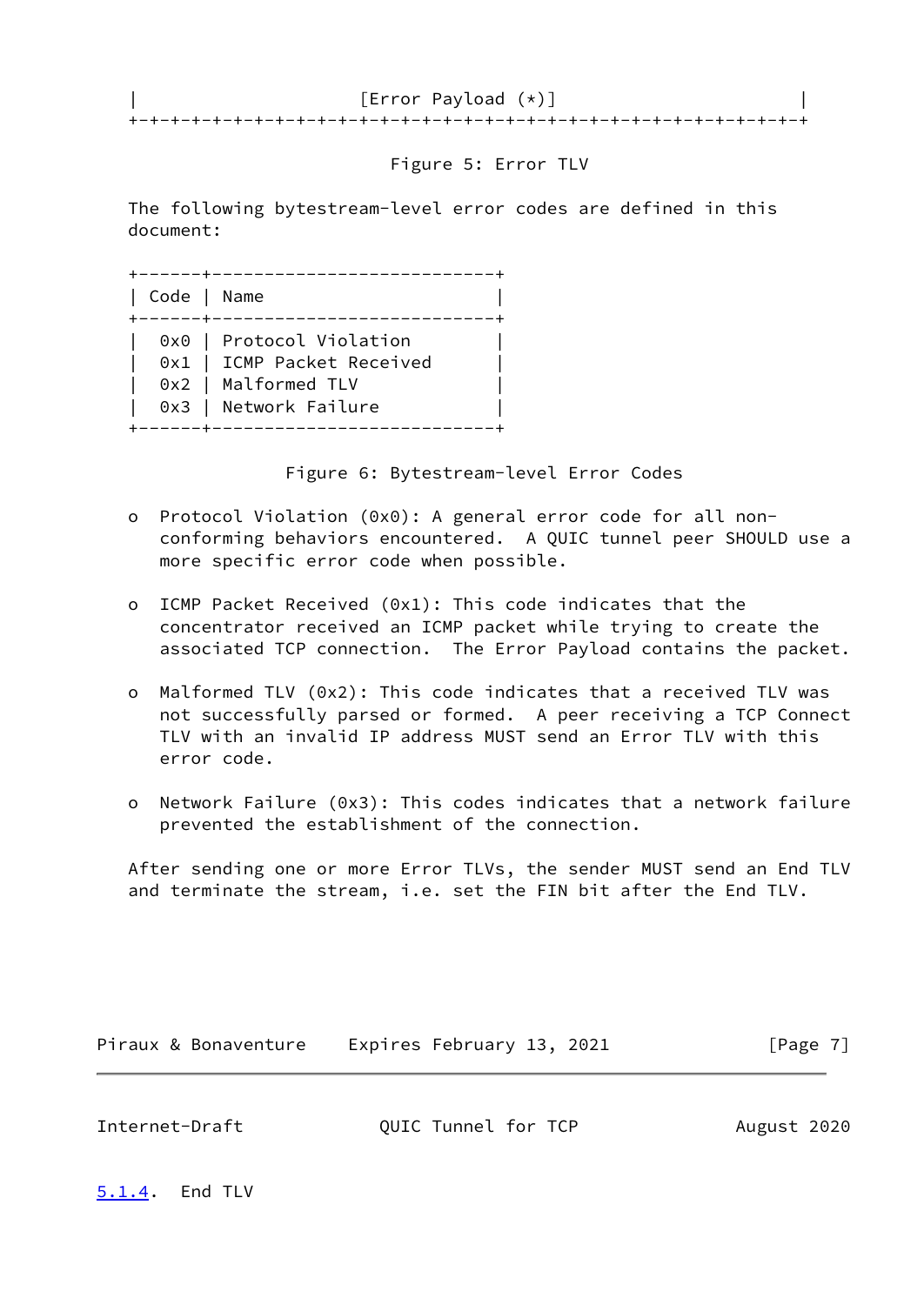```
|                     [Error Payload (*)]                       |
+-+-+-+-+-+-+-+-+-+-+-+-+-+-+-+-+-+-+-+-+-+-+-+-+-+-+-+-+-+-+-+-+
```

Figure 5: Error TLV

The following bytestream-level error codes are defined in this document:

| Code | Name |
|---|---|
| 0x0 | Protocol Violation |
| 0x1 | ICMP Packet Received |
| 0x2 | Malformed TLV |
| 0x3 | Network Failure |

Figure 6: Bytestream-level Error Codes

- Protocol Violation (0x0): A general error code for all non-conforming behaviors encountered. A QUIC tunnel peer SHOULD use a more specific error code when possible.

- ICMP Packet Received (0x1): This code indicates that the concentrator received an ICMP packet while trying to create the associated TCP connection. The Error Payload contains the packet.

- Malformed TLV (0x2): This code indicates that a received TLV was not successfully parsed or formed. A peer receiving a TCP Connect TLV with an invalid IP address MUST send an Error TLV with this error code.

- Network Failure (0x3): This codes indicates that a network failure prevented the establishment of the connection.

After sending one or more Error TLVs, the sender MUST send an End TLV and terminate the stream, i.e. set the FIN bit after the End TLV.

#### 5.1.4. End TLV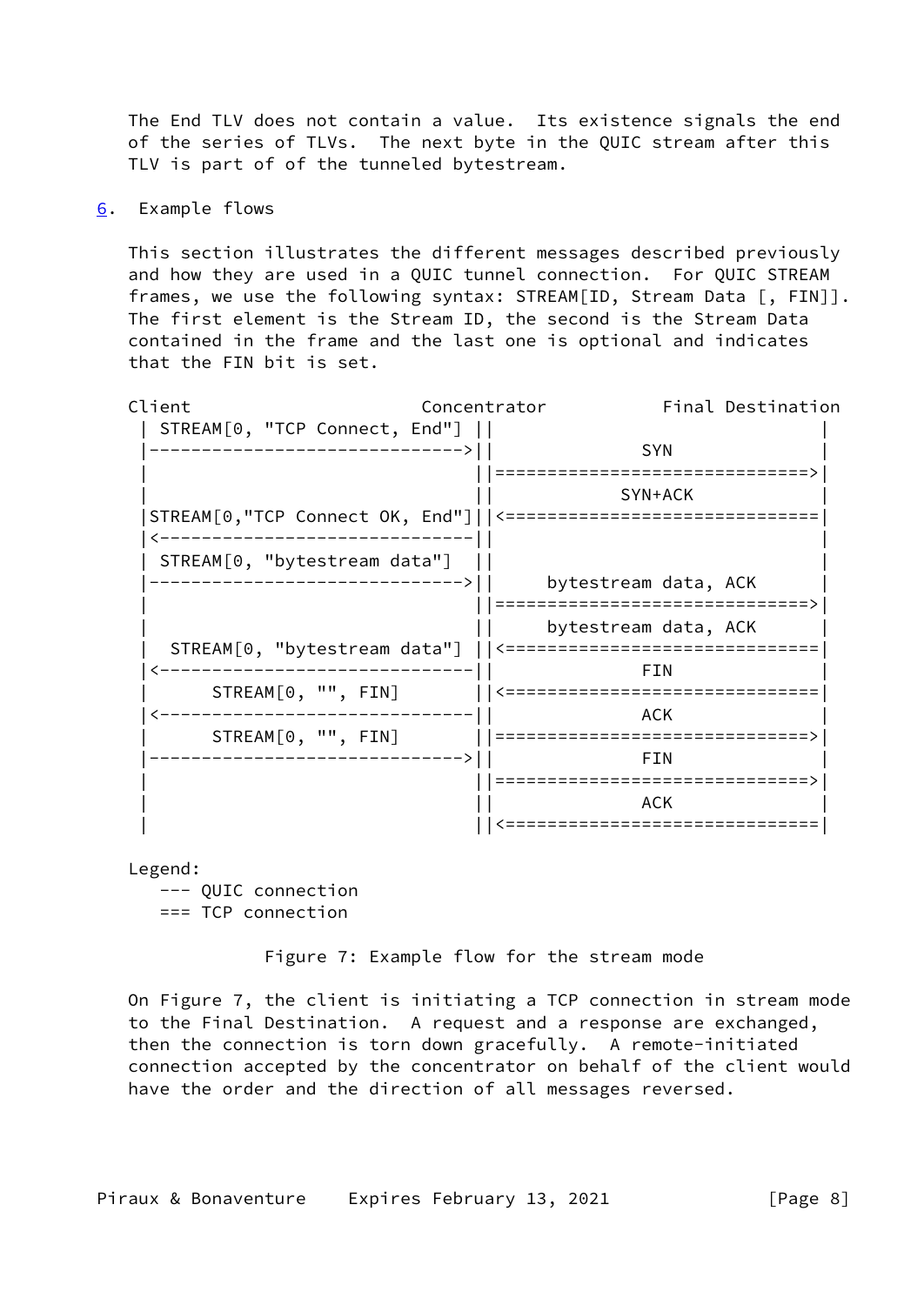The End TLV does not contain a value. Its existence signals the end of the series of TLVs. The next byte in the QUIC stream after this TLV is part of of the tunneled bytestream.

## 6. Example flows

This section illustrates the different messages described previously and how they are used in a QUIC tunnel connection. For QUIC STREAM frames, we use the following syntax: STREAM[ID, Stream Data [, FIN]]. The first element is the Stream ID, the second is the Stream Data contained in the frame and the last one is optional and indicates that the FIN bit is set.

```
Client                          Concentrator           Final Destination
 | STREAM[0, "TCP Connect, End"] ||                               |
 |------------------------------>||             SYN               |
 |                               ||==============================>|
 |                               ||           SYN+ACK             |
 |STREAM[0,"TCP Connect OK, End"]||<==============================|
 |<------------------------------||                               |
 | STREAM[0, "bytestream data"]  ||                               |
 |------------------------------>||     bytestream data, ACK      |
 |                               ||==============================>|
 |                               ||     bytestream data, ACK      |
 |  STREAM[0, "bytestream data"] ||<==============================|
 |<------------------------------||             FIN               |
 |      STREAM[0, "", FIN]       ||<==============================|
 |<------------------------------||             ACK               |
 |      STREAM[0, "", FIN]       ||==============================>|
 |------------------------------>||             FIN               |
 |                               ||==============================>|
 |                               ||             ACK               |
 |                               ||<==============================|

Legend:
   --- QUIC connection
   === TCP connection
```

Figure 7: Example flow for the stream mode

On Figure 7, the client is initiating a TCP connection in stream mode to the Final Destination. A request and a response are exchanged, then the connection is torn down gracefully. A remote-initiated connection accepted by the concentrator on behalf of the client would have the order and the direction of all messages reversed.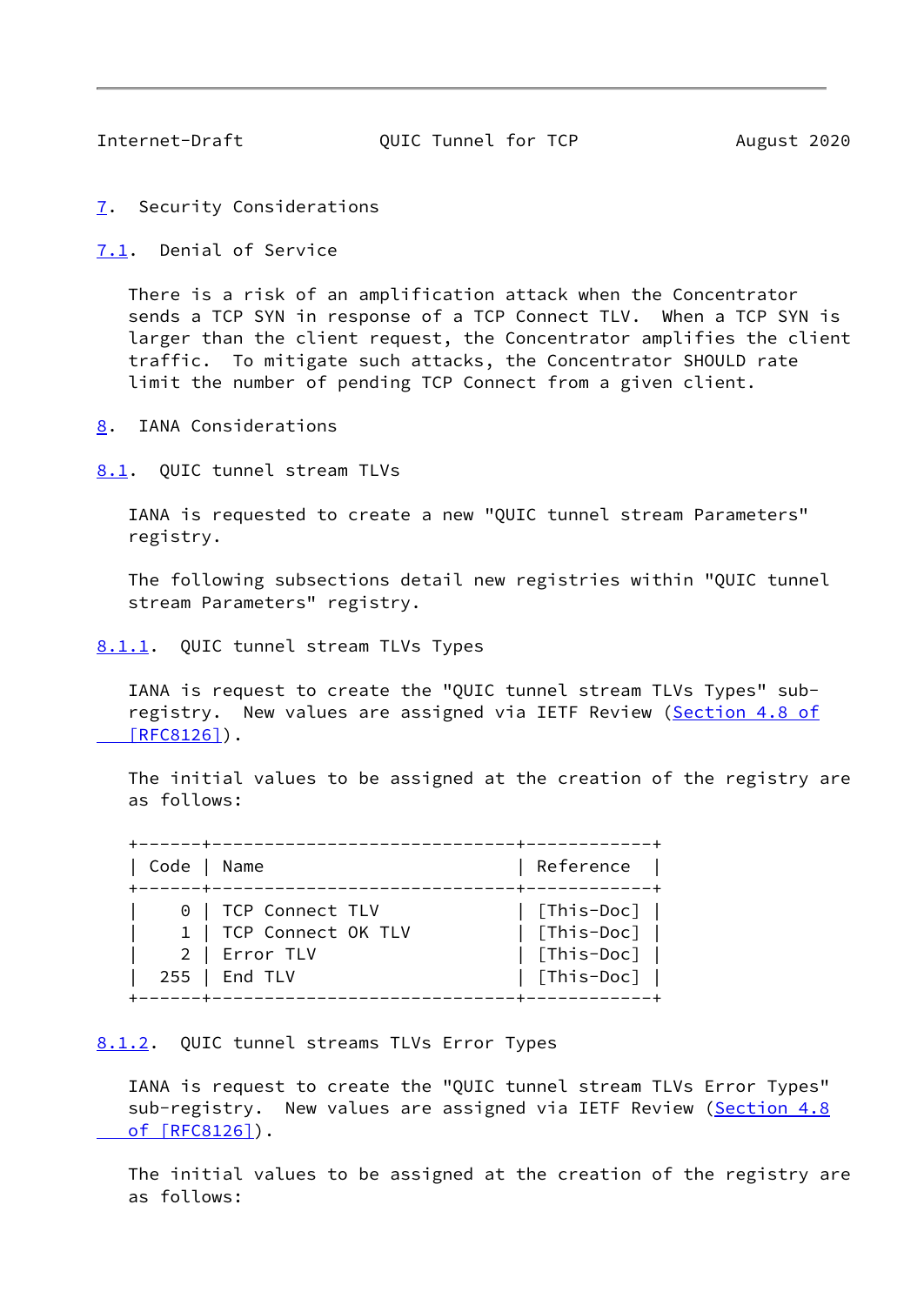## 7. Security Considerations

### 7.1. Denial of Service

There is a risk of an amplification attack when the Concentrator sends a TCP SYN in response of a TCP Connect TLV. When a TCP SYN is larger than the client request, the Concentrator amplifies the client traffic. To mitigate such attacks, the Concentrator SHOULD rate limit the number of pending TCP Connect from a given client.

## 8. IANA Considerations

### 8.1. QUIC tunnel stream TLVs

IANA is requested to create a new "QUIC tunnel stream Parameters" registry.

The following subsections detail new registries within "QUIC tunnel stream Parameters" registry.

#### 8.1.1. QUIC tunnel stream TLVs Types

IANA is request to create the "QUIC tunnel stream TLVs Types" sub-registry. New values are assigned via IETF Review (Section 4.8 of [RFC8126]).

The initial values to be assigned at the creation of the registry are as follows:

| Code | Name | Reference |
|---|---|---|
| 0 | TCP Connect TLV | [This-Doc] |
| 1 | TCP Connect OK TLV | [This-Doc] |
| 2 | Error TLV | [This-Doc] |
| 255 | End TLV | [This-Doc] |

#### 8.1.2. QUIC tunnel streams TLVs Error Types

IANA is request to create the "QUIC tunnel stream TLVs Error Types" sub-registry. New values are assigned via IETF Review (Section 4.8 of [RFC8126]).

The initial values to be assigned at the creation of the registry are as follows: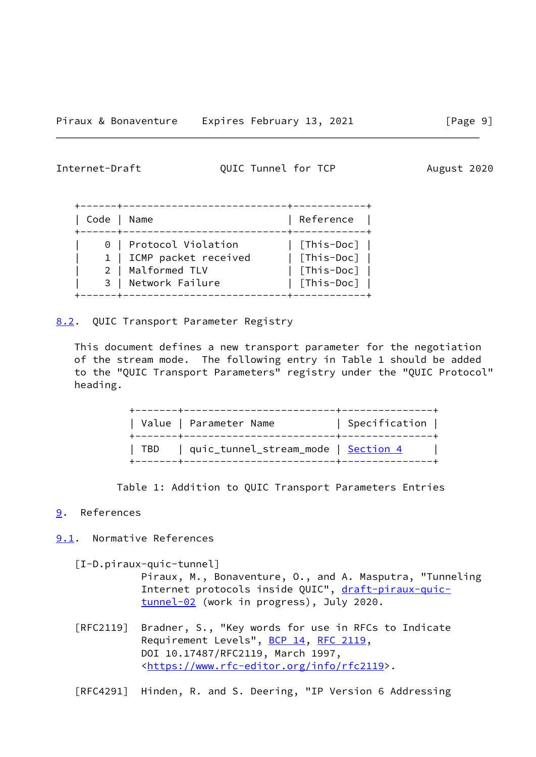| Code | Name | Reference |
|---|---|---|
| 0 | Protocol Violation | [This-Doc] |
| 1 | ICMP packet received | [This-Doc] |
| 2 | Malformed TLV | [This-Doc] |
| 3 | Network Failure | [This-Doc] |

### 8.2. QUIC Transport Parameter Registry

This document defines a new transport parameter for the negotiation of the stream mode. The following entry in Table 1 should be added to the "QUIC Transport Parameters" registry under the "QUIC Protocol" heading.

| Value | Parameter Name | Specification |
|---|---|---|
| TBD | quic_tunnel_stream_mode | Section 4 |

Table 1: Addition to QUIC Transport Parameters Entries

## 9. References

### 9.1. Normative References

[I-D.piraux-quic-tunnel]
Piraux, M., Bonaventure, O., and A. Masputra, "Tunneling Internet protocols inside QUIC", draft-piraux-quic-tunnel-02 (work in progress), July 2020.

[RFC2119] Bradner, S., "Key words for use in RFCs to Indicate Requirement Levels", BCP 14, RFC 2119, DOI 10.17487/RFC2119, March 1997, <https://www.rfc-editor.org/info/rfc2119>.

[RFC4291] Hinden, R. and S. Deering, "IP Version 6 Addressing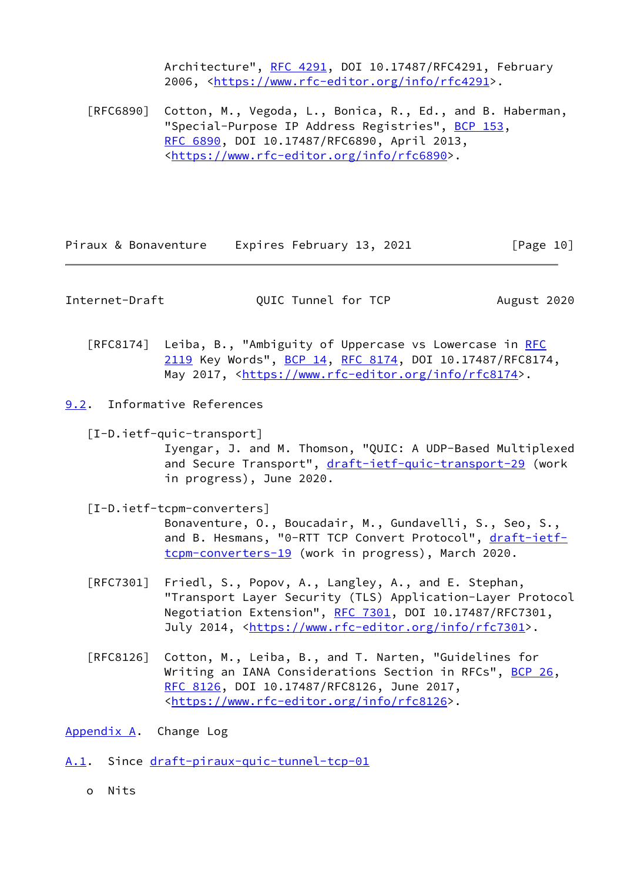Architecture", RFC 4291, DOI 10.17487/RFC4291, February 2006, <https://www.rfc-editor.org/info/rfc4291>.

[RFC6890] Cotton, M., Vegoda, L., Bonica, R., Ed., and B. Haberman, "Special-Purpose IP Address Registries", BCP 153, RFC 6890, DOI 10.17487/RFC6890, April 2013, <https://www.rfc-editor.org/info/rfc6890>.

[RFC8174] Leiba, B., "Ambiguity of Uppercase vs Lowercase in RFC 2119 Key Words", BCP 14, RFC 8174, DOI 10.17487/RFC8174, May 2017, <https://www.rfc-editor.org/info/rfc8174>.

## 9.2. Informative References

[I-D.ietf-quic-transport]
Iyengar, J. and M. Thomson, "QUIC: A UDP-Based Multiplexed and Secure Transport", draft-ietf-quic-transport-29 (work in progress), June 2020.

[I-D.ietf-tcpm-converters]
Bonaventure, O., Boucadair, M., Gundavelli, S., Seo, S., and B. Hesmans, "0-RTT TCP Convert Protocol", draft-ietf-tcpm-converters-19 (work in progress), March 2020.

[RFC7301] Friedl, S., Popov, A., Langley, A., and E. Stephan, "Transport Layer Security (TLS) Application-Layer Protocol Negotiation Extension", RFC 7301, DOI 10.17487/RFC7301, July 2014, <https://www.rfc-editor.org/info/rfc7301>.

[RFC8126] Cotton, M., Leiba, B., and T. Narten, "Guidelines for Writing an IANA Considerations Section in RFCs", BCP 26, RFC 8126, DOI 10.17487/RFC8126, June 2017, <https://www.rfc-editor.org/info/rfc8126>.

# Appendix A. Change Log

## A.1. Since draft-piraux-quic-tunnel-tcp-01

- Nits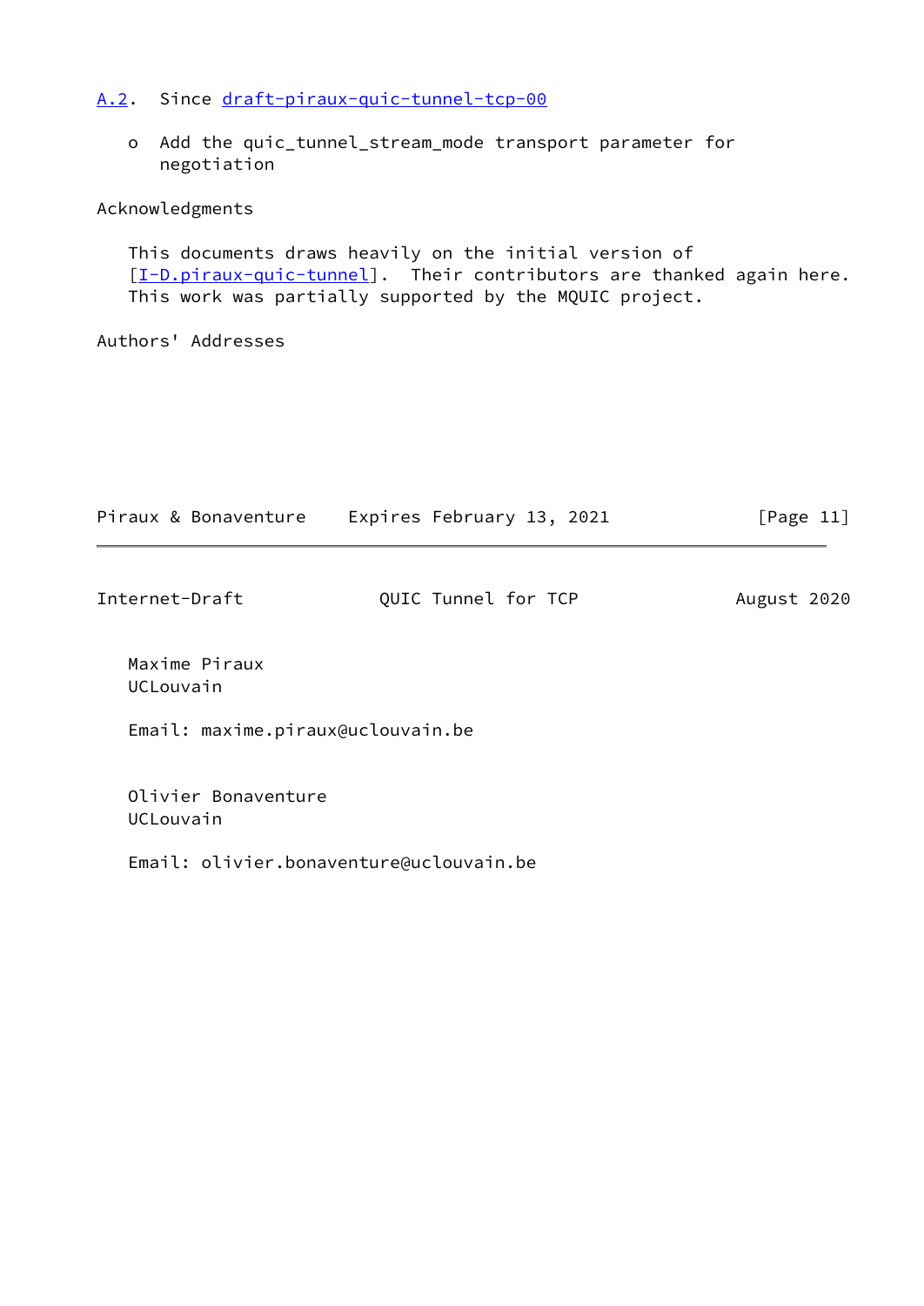### A.2. Since draft-piraux-quic-tunnel-tcp-00

- Add the quic_tunnel_stream_mode transport parameter for negotiation

## Acknowledgments

This documents draws heavily on the initial version of [I-D.piraux-quic-tunnel]. Their contributors are thanked again here. This work was partially supported by the MQUIC project.

## Authors' Addresses

Maxime Piraux
UCLouvain

Email: maxime.piraux@uclouvain.be

Olivier Bonaventure
UCLouvain

Email: olivier.bonaventure@uclouvain.be